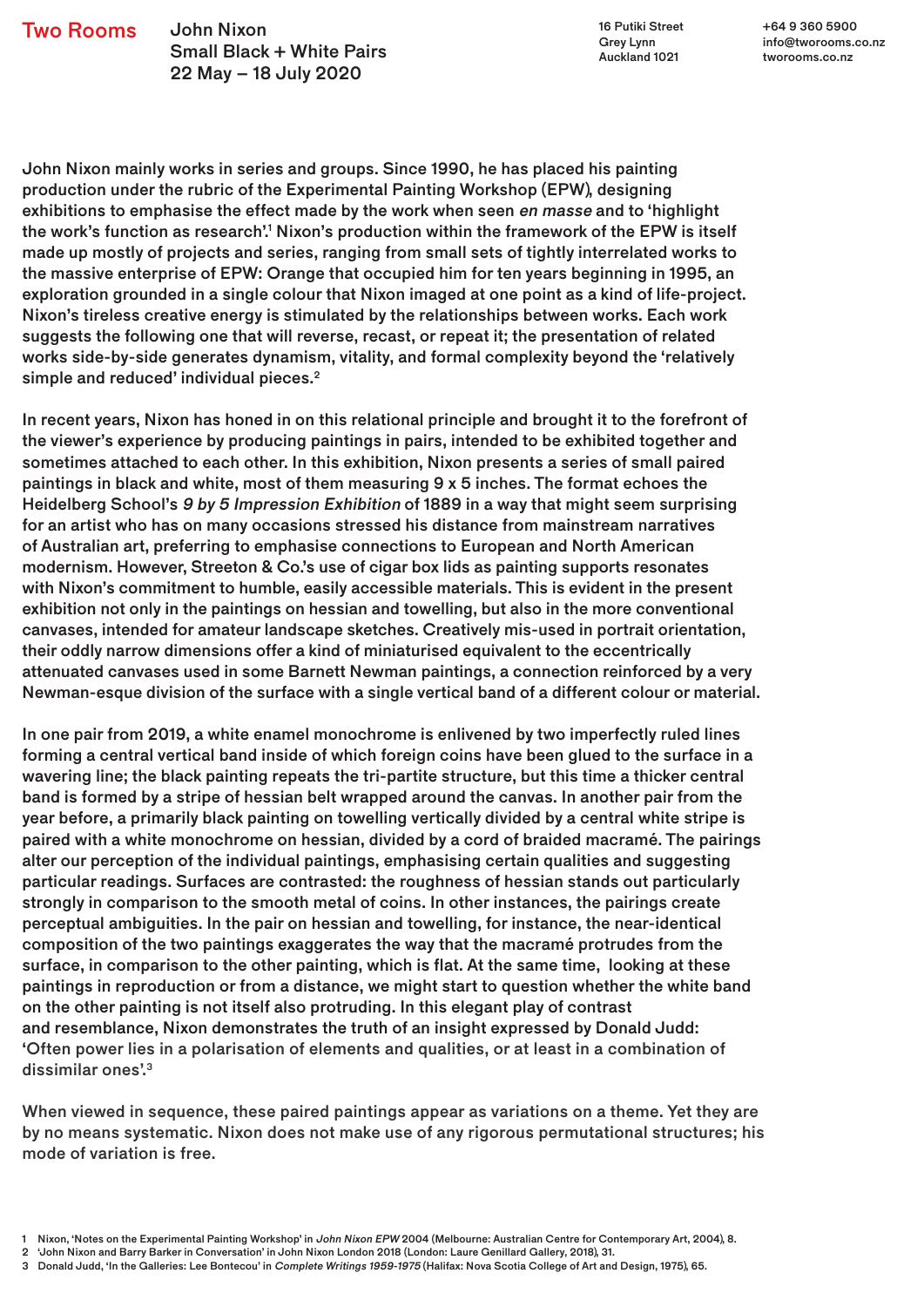Two Rooms

John Nixon
Small Black + White Pairs
22 May – 18 July 2020

16 Putiki Street
Grey Lynn
Auckland 1021

+64 9 360 5900
info@tworooms.co.nz
tworooms.co.nz

John Nixon mainly works in series and groups. Since 1990, he has placed his painting production under the rubric of the Experimental Painting Workshop (EPW), designing exhibitions to emphasise the effect made by the work when seen *en masse* and to 'highlight the work's function as research'.[1] Nixon's production within the framework of the EPW is itself made up mostly of projects and series, ranging from small sets of tightly interrelated works to the massive enterprise of EPW: Orange that occupied him for ten years beginning in 1995, an exploration grounded in a single colour that Nixon imaged at one point as a kind of life-project. Nixon's tireless creative energy is stimulated by the relationships between works. Each work suggests the following one that will reverse, recast, or repeat it; the presentation of related works side-by-side generates dynamism, vitality, and formal complexity beyond the 'relatively simple and reduced' individual pieces.[2]

In recent years, Nixon has honed in on this relational principle and brought it to the forefront of the viewer's experience by producing paintings in pairs, intended to be exhibited together and sometimes attached to each other. In this exhibition, Nixon presents a series of small paired paintings in black and white, most of them measuring 9 x 5 inches. The format echoes the Heidelberg School's *9 by 5 Impression Exhibition* of 1889 in a way that might seem surprising for an artist who has on many occasions stressed his distance from mainstream narratives of Australian art, preferring to emphasise connections to European and North American modernism. However, Streeton & Co.'s use of cigar box lids as painting supports resonates with Nixon's commitment to humble, easily accessible materials. This is evident in the present exhibition not only in the paintings on hessian and towelling, but also in the more conventional canvases, intended for amateur landscape sketches. Creatively mis-used in portrait orientation, their oddly narrow dimensions offer a kind of miniaturised equivalent to the eccentrically attenuated canvases used in some Barnett Newman paintings, a connection reinforced by a very Newman-esque division of the surface with a single vertical band of a different colour or material.

In one pair from 2019, a white enamel monochrome is enlivened by two imperfectly ruled lines forming a central vertical band inside of which foreign coins have been glued to the surface in a wavering line; the black painting repeats the tri-partite structure, but this time a thicker central band is formed by a stripe of hessian belt wrapped around the canvas. In another pair from the year before, a primarily black painting on towelling vertically divided by a central white stripe is paired with a white monochrome on hessian, divided by a cord of braided macramé. The pairings alter our perception of the individual paintings, emphasising certain qualities and suggesting particular readings. Surfaces are contrasted: the roughness of hessian stands out particularly strongly in comparison to the smooth metal of coins. In other instances, the pairings create perceptual ambiguities. In the pair on hessian and towelling, for instance, the near-identical composition of the two paintings exaggerates the way that the macramé protrudes from the surface, in comparison to the other painting, which is flat. At the same time, looking at these paintings in reproduction or from a distance, we might start to question whether the white band on the other painting is not itself also protruding. In this elegant play of contrast and resemblance, Nixon demonstrates the truth of an insight expressed by Donald Judd: 'Often power lies in a polarisation of elements and qualities, or at least in a combination of dissimilar ones'.[3]

When viewed in sequence, these paired paintings appear as variations on a theme. Yet they are by no means systematic. Nixon does not make use of any rigorous permutational structures; his mode of variation is free.

1 Nixon, 'Notes on the Experimental Painting Workshop' in *John Nixon EPW* 2004 (Melbourne: Australian Centre for Contemporary Art, 2004), 8.
2 'John Nixon and Barry Barker in Conversation' in John Nixon London 2018 (London: Laure Genillard Gallery, 2018), 31.
3 Donald Judd, 'In the Galleries: Lee Bontecou' in *Complete Writings 1959-1975* (Halifax: Nova Scotia College of Art and Design, 1975), 65.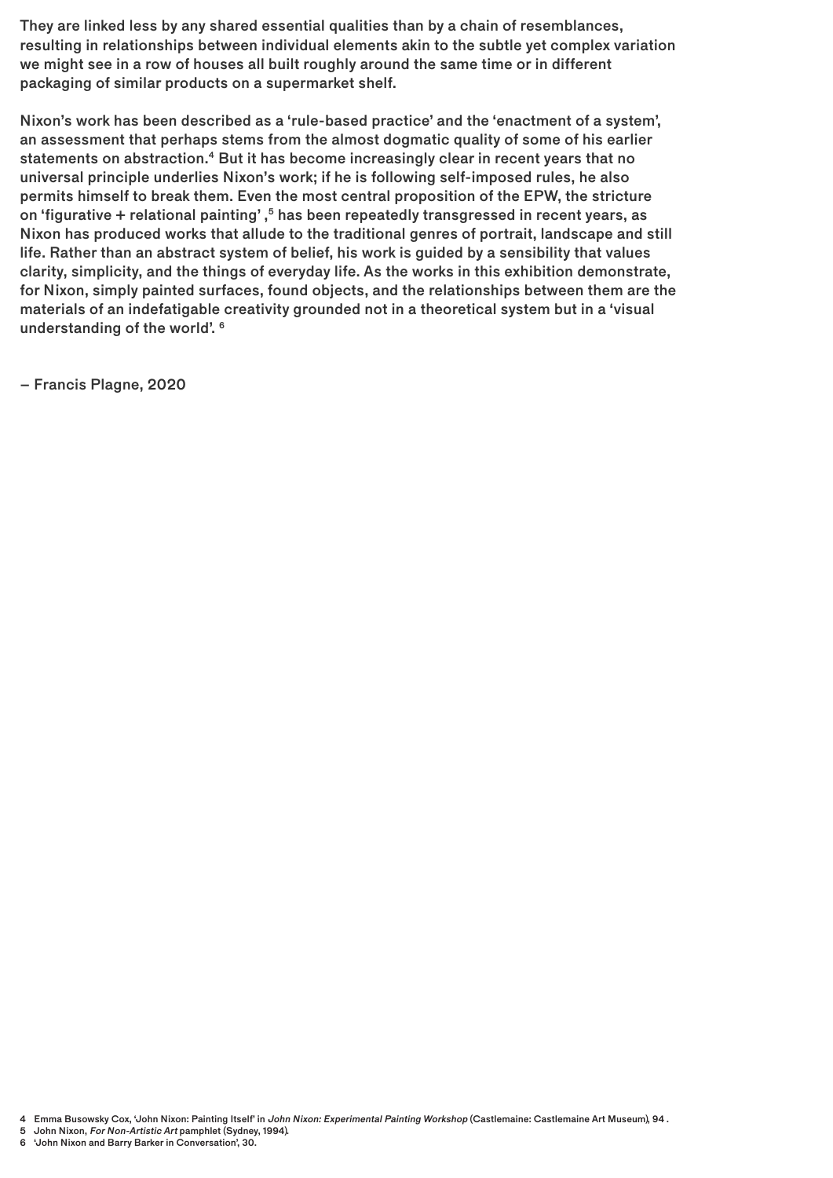They are linked less by any shared essential qualities than by a chain of resemblances, resulting in relationships between individual elements akin to the subtle yet complex variation we might see in a row of houses all built roughly around the same time or in different packaging of similar products on a supermarket shelf.

Nixon's work has been described as a 'rule-based practice' and the 'enactment of a system', an assessment that perhaps stems from the almost dogmatic quality of some of his earlier statements on abstraction.[4] But it has become increasingly clear in recent years that no universal principle underlies Nixon's work; if he is following self-imposed rules, he also permits himself to break them. Even the most central proposition of the EPW, the stricture on 'figurative + relational painting' ,[5] has been repeatedly transgressed in recent years, as Nixon has produced works that allude to the traditional genres of portrait, landscape and still life. Rather than an abstract system of belief, his work is guided by a sensibility that values clarity, simplicity, and the things of everyday life. As the works in this exhibition demonstrate, for Nixon, simply painted surfaces, found objects, and the relationships between them are the materials of an indefatigable creativity grounded not in a theoretical system but in a 'visual understanding of the world'. [6]

– Francis Plagne, 2020

4 Emma Busowsky Cox, 'John Nixon: Painting Itself' in *John Nixon: Experimental Painting Workshop* (Castlemaine: Castlemaine Art Museum), 94 .
5 John Nixon, *For Non-Artistic Art* pamphlet (Sydney, 1994).
6 'John Nixon and Barry Barker in Conversation', 30.